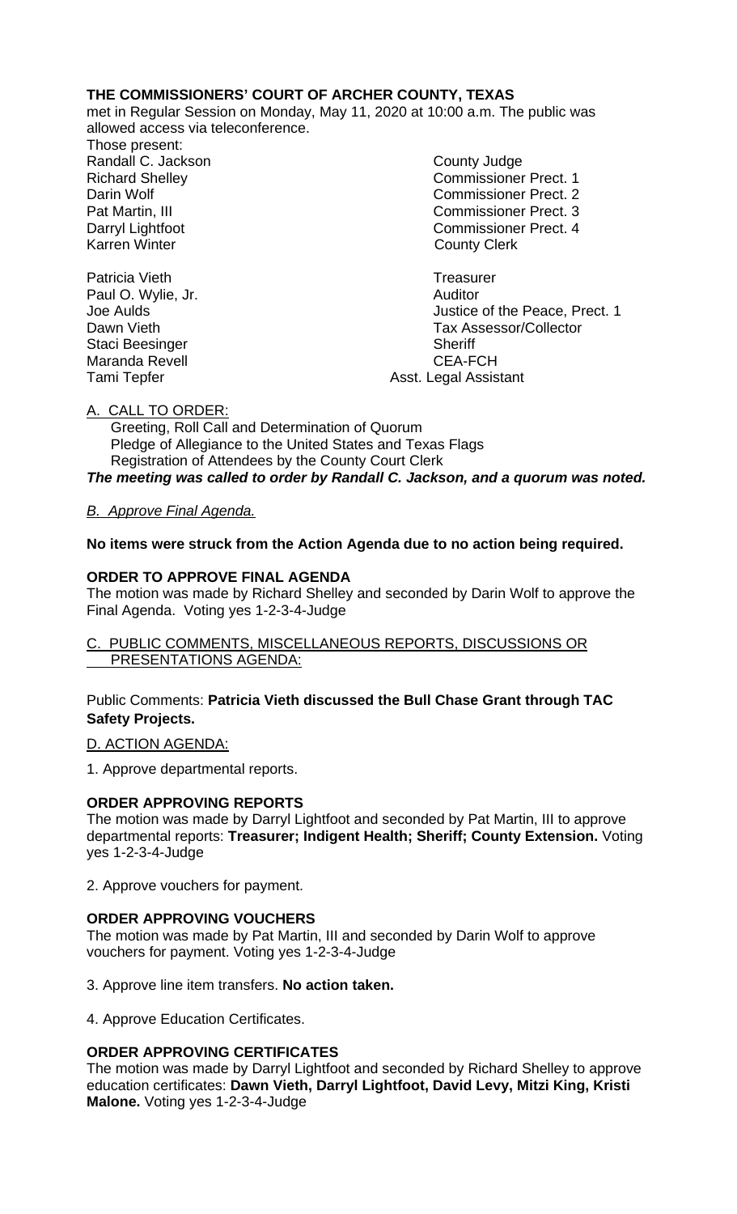**THE COMMISSIONERS' COURT OF ARCHER COUNTY, TEXAS**

met in Regular Session on Monday, May 11, 2020 at 10:00 a.m. The public was allowed access via teleconference.

Those present:

| | |
|---|---|
| Randall C. Jackson | County Judge |
| Richard Shelley | Commissioner Prect. 1 |
| Darin Wolf | Commissioner Prect. 2 |
| Pat Martin, III | Commissioner Prect. 3 |
| Darryl Lightfoot | Commissioner Prect. 4 |
| Karren Winter | County Clerk |
| | |
| Patricia Vieth | Treasurer |
| Paul O. Wylie, Jr. | Auditor |
| Joe Aulds | Justice of the Peace, Prect. 1 |
| Dawn Vieth | Tax Assessor/Collector |
| Staci Beesinger | Sheriff |
| Maranda Revell | CEA-FCH |
| Tami Tepfer | Asst. Legal Assistant |

A. CALL TO ORDER:

Greeting, Roll Call and Determination of Quorum
Pledge of Allegiance to the United States and Texas Flags
Registration of Attendees by the County Court Clerk

***The meeting was called to order by Randall C. Jackson, and a quorum was noted.***

*B. Approve Final Agenda.*

**No items were struck from the Action Agenda due to no action being required.**

**ORDER TO APPROVE FINAL AGENDA**

The motion was made by Richard Shelley and seconded by Darin Wolf to approve the Final Agenda. Voting yes 1-2-3-4-Judge

C. PUBLIC COMMENTS, MISCELLANEOUS REPORTS, DISCUSSIONS OR PRESENTATIONS AGENDA:

Public Comments: **Patricia Vieth discussed the Bull Chase Grant through TAC Safety Projects.**

D. ACTION AGENDA:

1. Approve departmental reports.

**ORDER APPROVING REPORTS**

The motion was made by Darryl Lightfoot and seconded by Pat Martin, III to approve departmental reports: **Treasurer; Indigent Health; Sheriff; County Extension.** Voting yes 1-2-3-4-Judge

2. Approve vouchers for payment.

**ORDER APPROVING VOUCHERS**

The motion was made by Pat Martin, III and seconded by Darin Wolf to approve vouchers for payment. Voting yes 1-2-3-4-Judge

3. Approve line item transfers. **No action taken.**

4. Approve Education Certificates.

**ORDER APPROVING CERTIFICATES**

The motion was made by Darryl Lightfoot and seconded by Richard Shelley to approve education certificates: **Dawn Vieth, Darryl Lightfoot, David Levy, Mitzi King, Kristi Malone.** Voting yes 1-2-3-4-Judge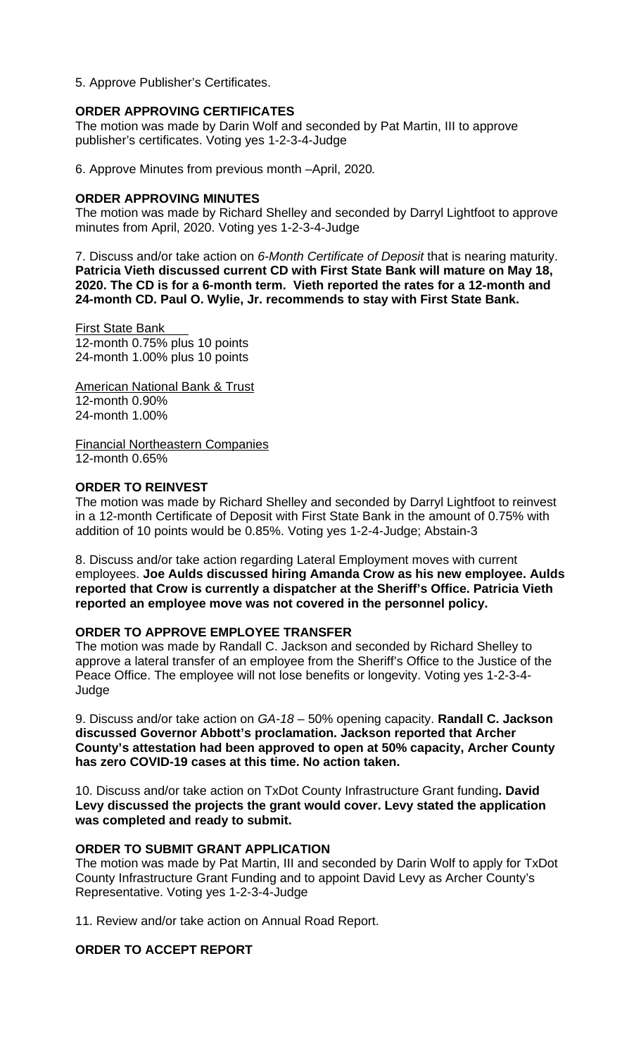5. Approve Publisher's Certificates.

**ORDER APPROVING CERTIFICATES**
The motion was made by Darin Wolf and seconded by Pat Martin, III to approve publisher's certificates. Voting yes 1-2-3-4-Judge

6. Approve Minutes from previous month –April, 2020*.*

**ORDER APPROVING MINUTES**
The motion was made by Richard Shelley and seconded by Darryl Lightfoot to approve minutes from April, 2020. Voting yes 1-2-3-4-Judge

7. Discuss and/or take action on *6-Month Certificate of Deposit* that is nearing maturity. **Patricia Vieth discussed current CD with First State Bank will mature on May 18, 2020. The CD is for a 6-month term. Vieth reported the rates for a 12-month and 24-month CD. Paul O. Wylie, Jr. recommends to stay with First State Bank.**

First State Bank
12-month 0.75% plus 10 points
24-month 1.00% plus 10 points

American National Bank & Trust
12-month 0.90%
24-month 1.00%

Financial Northeastern Companies
12-month 0.65%

**ORDER TO REINVEST**
The motion was made by Richard Shelley and seconded by Darryl Lightfoot to reinvest in a 12-month Certificate of Deposit with First State Bank in the amount of 0.75% with addition of 10 points would be 0.85%. Voting yes 1-2-4-Judge; Abstain-3

8. Discuss and/or take action regarding Lateral Employment moves with current employees. **Joe Aulds discussed hiring Amanda Crow as his new employee. Aulds reported that Crow is currently a dispatcher at the Sheriff's Office. Patricia Vieth reported an employee move was not covered in the personnel policy.**

**ORDER TO APPROVE EMPLOYEE TRANSFER**
The motion was made by Randall C. Jackson and seconded by Richard Shelley to approve a lateral transfer of an employee from the Sheriff's Office to the Justice of the Peace Office. The employee will not lose benefits or longevity. Voting yes 1-2-3-4-Judge

9. Discuss and/or take action on *GA-18* – 50% opening capacity. **Randall C. Jackson discussed Governor Abbott's proclamation. Jackson reported that Archer County's attestation had been approved to open at 50% capacity, Archer County has zero COVID-19 cases at this time. No action taken.**

10. Discuss and/or take action on TxDot County Infrastructure Grant funding**. David Levy discussed the projects the grant would cover. Levy stated the application was completed and ready to submit.**

**ORDER TO SUBMIT GRANT APPLICATION**
The motion was made by Pat Martin, III and seconded by Darin Wolf to apply for TxDot County Infrastructure Grant Funding and to appoint David Levy as Archer County's Representative. Voting yes 1-2-3-4-Judge

11. Review and/or take action on Annual Road Report.

**ORDER TO ACCEPT REPORT**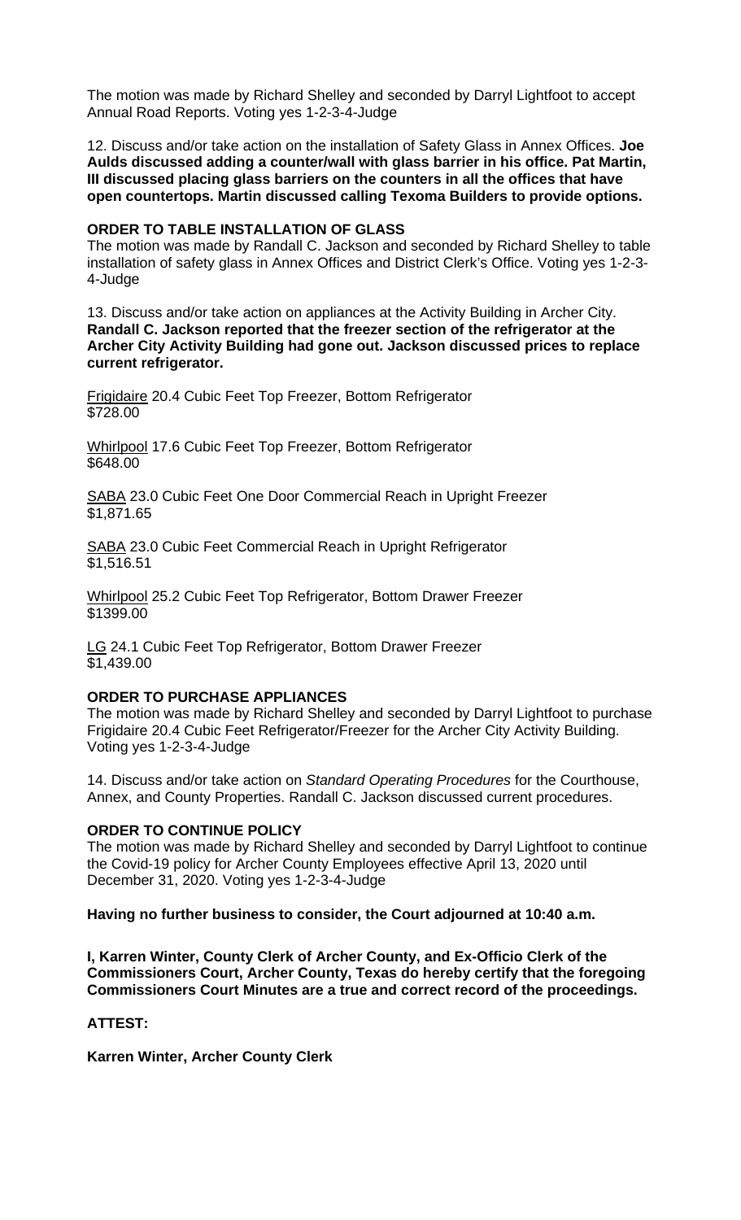The motion was made by Richard Shelley and seconded by Darryl Lightfoot to accept Annual Road Reports. Voting yes 1-2-3-4-Judge

12. Discuss and/or take action on the installation of Safety Glass in Annex Offices. **Joe Aulds discussed adding a counter/wall with glass barrier in his office. Pat Martin, III discussed placing glass barriers on the counters in all the offices that have open countertops. Martin discussed calling Texoma Builders to provide options.**

**ORDER TO TABLE INSTALLATION OF GLASS**

The motion was made by Randall C. Jackson and seconded by Richard Shelley to table installation of safety glass in Annex Offices and District Clerk's Office. Voting yes 1-2-3-4-Judge

13. Discuss and/or take action on appliances at the Activity Building in Archer City. **Randall C. Jackson reported that the freezer section of the refrigerator at the Archer City Activity Building had gone out. Jackson discussed prices to replace current refrigerator.**

Frigidaire 20.4 Cubic Feet Top Freezer, Bottom Refrigerator
$728.00

Whirlpool 17.6 Cubic Feet Top Freezer, Bottom Refrigerator
$648.00

SABA 23.0 Cubic Feet One Door Commercial Reach in Upright Freezer
$1,871.65

SABA 23.0 Cubic Feet Commercial Reach in Upright Refrigerator
$1,516.51

Whirlpool 25.2 Cubic Feet Top Refrigerator, Bottom Drawer Freezer
$1399.00

LG 24.1 Cubic Feet Top Refrigerator, Bottom Drawer Freezer
$1,439.00

**ORDER TO PURCHASE APPLIANCES**

The motion was made by Richard Shelley and seconded by Darryl Lightfoot to purchase Frigidaire 20.4 Cubic Feet Refrigerator/Freezer for the Archer City Activity Building. Voting yes 1-2-3-4-Judge

14. Discuss and/or take action on *Standard Operating Procedures* for the Courthouse, Annex, and County Properties. Randall C. Jackson discussed current procedures.

**ORDER TO CONTINUE POLICY**

The motion was made by Richard Shelley and seconded by Darryl Lightfoot to continue the Covid-19 policy for Archer County Employees effective April 13, 2020 until December 31, 2020. Voting yes 1-2-3-4-Judge

**Having no further business to consider, the Court adjourned at 10:40 a.m.**

**I, Karren Winter, County Clerk of Archer County, and Ex-Officio Clerk of the Commissioners Court, Archer County, Texas do hereby certify that the foregoing Commissioners Court Minutes are a true and correct record of the proceedings.**

**ATTEST:**

**Karren Winter, Archer County Clerk**